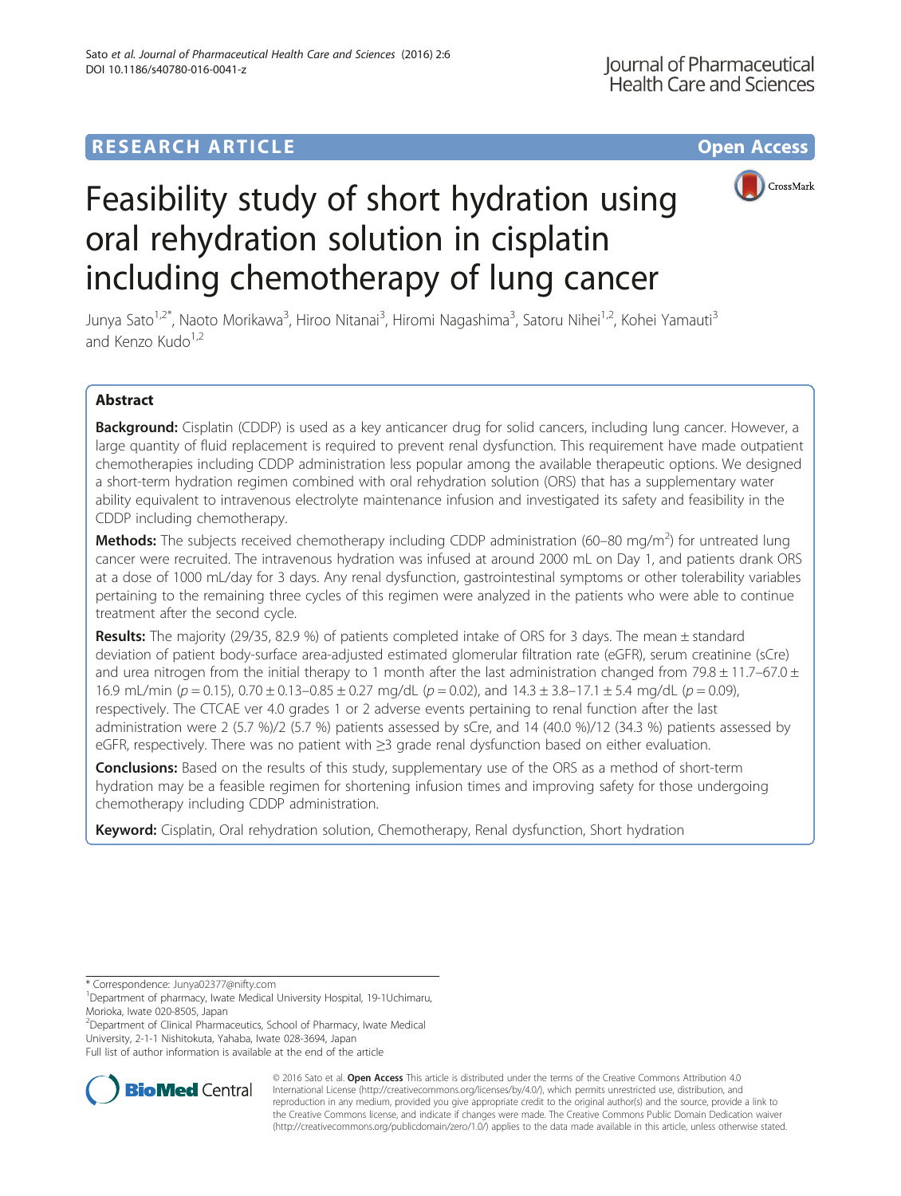RESEARCH ARTICLE

Open Access

# Feasibility study of short hydration using oral rehydration solution in cisplatin including chemotherapy of lung cancer

Junya Sato[1,2*], Naoto Morikawa[3], Hiroo Nitanai[3], Hiromi Nagashima[3], Satoru Nihei[1,2], Kohei Yamauti[3] and Kenzo Kudo[1,2]

## Abstract

**Background:** Cisplatin (CDDP) is used as a key anticancer drug for solid cancers, including lung cancer. However, a large quantity of fluid replacement is required to prevent renal dysfunction. This requirement have made outpatient chemotherapies including CDDP administration less popular among the available therapeutic options. We designed a short-term hydration regimen combined with oral rehydration solution (ORS) that has a supplementary water ability equivalent to intravenous electrolyte maintenance infusion and investigated its safety and feasibility in the CDDP including chemotherapy.

**Methods:** The subjects received chemotherapy including CDDP administration (60–80 mg/m$^2$) for untreated lung cancer were recruited. The intravenous hydration was infused at around 2000 mL on Day 1, and patients drank ORS at a dose of 1000 mL/day for 3 days. Any renal dysfunction, gastrointestinal symptoms or other tolerability variables pertaining to the remaining three cycles of this regimen were analyzed in the patients who were able to continue treatment after the second cycle.

**Results:** The majority (29/35, 82.9 %) of patients completed intake of ORS for 3 days. The mean ± standard deviation of patient body-surface area-adjusted estimated glomerular filtration rate (eGFR), serum creatinine (sCre) and urea nitrogen from the initial therapy to 1 month after the last administration changed from 79.8 ± 11.7–67.0 ± 16.9 mL/min ($p = 0.15$), 0.70 ± 0.13–0.85 ± 0.27 mg/dL ($p = 0.02$), and 14.3 ± 3.8–17.1 ± 5.4 mg/dL ($p = 0.09$), respectively. The CTCAE ver 4.0 grades 1 or 2 adverse events pertaining to renal function after the last administration were 2 (5.7 %)/2 (5.7 %) patients assessed by sCre, and 14 (40.0 %)/12 (34.3 %) patients assessed by eGFR, respectively. There was no patient with ≥3 grade renal dysfunction based on either evaluation.

**Conclusions:** Based on the results of this study, supplementary use of the ORS as a method of short-term hydration may be a feasible regimen for shortening infusion times and improving safety for those undergoing chemotherapy including CDDP administration.

**Keyword:** Cisplatin, Oral rehydration solution, Chemotherapy, Renal dysfunction, Short hydration

\* Correspondence: Junya02377@nifty.com

[1]Department of pharmacy, Iwate Medical University Hospital, 19-1Uchimaru, Morioka, Iwate 020-8505, Japan

[2]Department of Clinical Pharmaceutics, School of Pharmacy, Iwate Medical University, 2-1-1 Nishitokuta, Yahaba, Iwate 028-3694, Japan

Full list of author information is available at the end of the article

© 2016 Sato et al. **Open Access** This article is distributed under the terms of the Creative Commons Attribution 4.0 International License (http://creativecommons.org/licenses/by/4.0/), which permits unrestricted use, distribution, and reproduction in any medium, provided you give appropriate credit to the original author(s) and the source, provide a link to the Creative Commons license, and indicate if changes were made. The Creative Commons Public Domain Dedication waiver (http://creativecommons.org/publicdomain/zero/1.0/) applies to the data made available in this article, unless otherwise stated.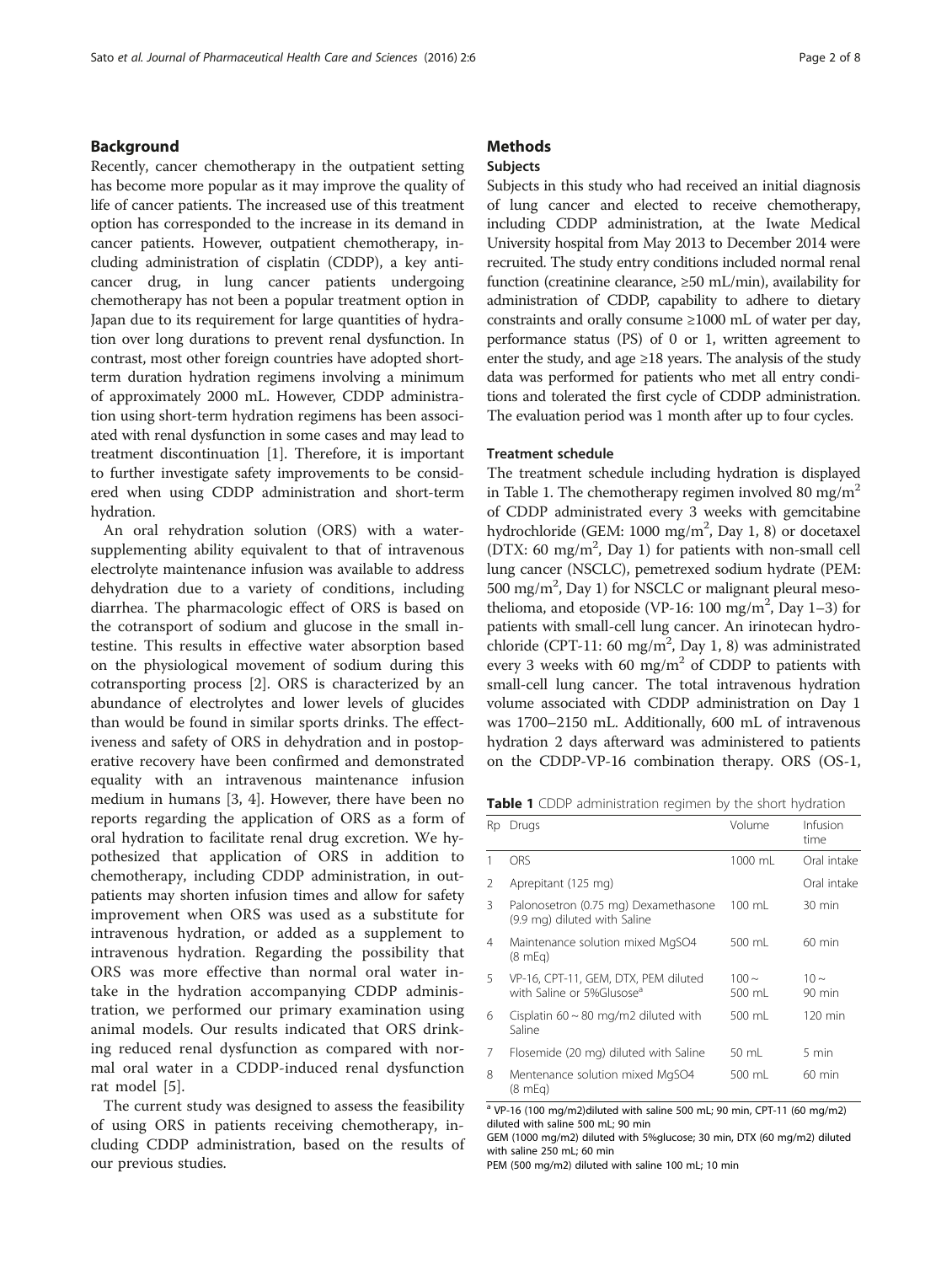## Background

Recently, cancer chemotherapy in the outpatient setting has become more popular as it may improve the quality of life of cancer patients. The increased use of this treatment option has corresponded to the increase in its demand in cancer patients. However, outpatient chemotherapy, including administration of cisplatin (CDDP), a key anticancer drug, in lung cancer patients undergoing chemotherapy has not been a popular treatment option in Japan due to its requirement for large quantities of hydration over long durations to prevent renal dysfunction. In contrast, most other foreign countries have adopted short-term duration hydration regimens involving a minimum of approximately 2000 mL. However, CDDP administration using short-term hydration regimens has been associated with renal dysfunction in some cases and may lead to treatment discontinuation [1]. Therefore, it is important to further investigate safety improvements to be considered when using CDDP administration and short-term hydration.

An oral rehydration solution (ORS) with a water-supplementing ability equivalent to that of intravenous electrolyte maintenance infusion was available to address dehydration due to a variety of conditions, including diarrhea. The pharmacologic effect of ORS is based on the cotransport of sodium and glucose in the small intestine. This results in effective water absorption based on the physiological movement of sodium during this cotransporting process [2]. ORS is characterized by an abundance of electrolytes and lower levels of glucides than would be found in similar sports drinks. The effectiveness and safety of ORS in dehydration and in postoperative recovery have been confirmed and demonstrated equality with an intravenous maintenance infusion medium in humans [3, 4]. However, there have been no reports regarding the application of ORS as a form of oral hydration to facilitate renal drug excretion. We hypothesized that application of ORS in addition to chemotherapy, including CDDP administration, in outpatients may shorten infusion times and allow for safety improvement when ORS was used as a substitute for intravenous hydration, or added as a supplement to intravenous hydration. Regarding the possibility that ORS was more effective than normal oral water intake in the hydration accompanying CDDP administration, we performed our primary examination using animal models. Our results indicated that ORS drinking reduced renal dysfunction as compared with normal oral water in a CDDP-induced renal dysfunction rat model [5].

The current study was designed to assess the feasibility of using ORS in patients receiving chemotherapy, including CDDP administration, based on the results of our previous studies.

## Methods

### Subjects

Subjects in this study who had received an initial diagnosis of lung cancer and elected to receive chemotherapy, including CDDP administration, at the Iwate Medical University hospital from May 2013 to December 2014 were recruited. The study entry conditions included normal renal function (creatinine clearance, ≥50 mL/min), availability for administration of CDDP, capability to adhere to dietary constraints and orally consume ≥1000 mL of water per day, performance status (PS) of 0 or 1, written agreement to enter the study, and age ≥18 years. The analysis of the study data was performed for patients who met all entry conditions and tolerated the first cycle of CDDP administration. The evaluation period was 1 month after up to four cycles.

### Treatment schedule

The treatment schedule including hydration is displayed in Table 1. The chemotherapy regimen involved 80 mg/m$^2$ of CDDP administrated every 3 weeks with gemcitabine hydrochloride (GEM: 1000 mg/m$^2$, Day 1, 8) or docetaxel (DTX: 60 mg/m$^2$, Day 1) for patients with non-small cell lung cancer (NSCLC), pemetrexed sodium hydrate (PEM: 500 mg/m$^2$, Day 1) for NSCLC or malignant pleural mesothelioma, and etoposide (VP-16: 100 mg/m$^2$, Day 1–3) for patients with small-cell lung cancer. An irinotecan hydrochloride (CPT-11: 60 mg/m$^2$, Day 1, 8) was administrated every 3 weeks with 60 mg/m$^2$ of CDDP to patients with small-cell lung cancer. The total intravenous hydration volume associated with CDDP administration on Day 1 was 1700–2150 mL. Additionally, 600 mL of intravenous hydration 2 days afterward was administered to patients on the CDDP-VP-16 combination therapy. ORS (OS-1,

**Table 1** CDDP administration regimen by the short hydration

| Rp | Drugs | Volume | Infusion time |
|---|---|---|---|
| 1 | ORS | 1000 mL | Oral intake |
| 2 | Aprepitant (125 mg) | | Oral intake |
| 3 | Palonosetron (0.75 mg) Dexamethasone (9.9 mg) diluted with Saline | 100 mL | 30 min |
| 4 | Maintenance solution mixed MgSO4 (8 mEq) | 500 mL | 60 min |
| 5 | VP-16, CPT-11, GEM, DTX, PEM diluted with Saline or 5%Glusose[a] | 100 ~ 500 mL | 10 ~ 90 min |
| 6 | Cisplatin 60 ~ 80 mg/m2 diluted with Saline | 500 mL | 120 min |
| 7 | Flosemide (20 mg) diluted with Saline | 50 mL | 5 min |
| 8 | Mentenance solution mixed MgSO4 (8 mEq) | 500 mL | 60 min |

[a] VP-16 (100 mg/m2)diluted with saline 500 mL; 90 min, CPT-11 (60 mg/m2) diluted with saline 500 mL; 90 min
GEM (1000 mg/m2) diluted with 5%glucose; 30 min, DTX (60 mg/m2) diluted with saline 250 mL; 60 min
PEM (500 mg/m2) diluted with saline 100 mL; 10 min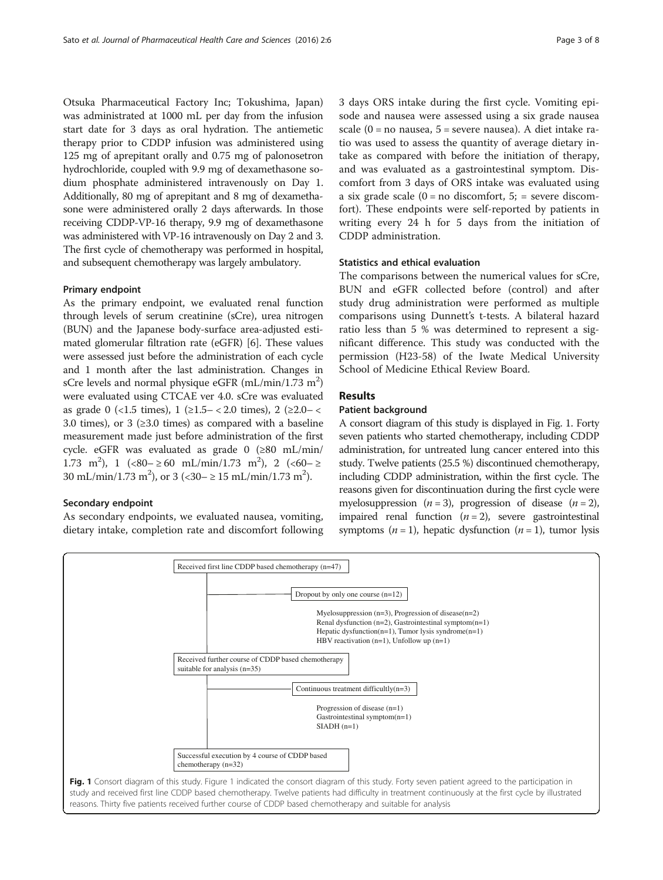Otsuka Pharmaceutical Factory Inc; Tokushima, Japan) was administrated at 1000 mL per day from the infusion start date for 3 days as oral hydration. The antiemetic therapy prior to CDDP infusion was administered using 125 mg of aprepitant orally and 0.75 mg of palonosetron hydrochloride, coupled with 9.9 mg of dexamethasone sodium phosphate administered intravenously on Day 1. Additionally, 80 mg of aprepitant and 8 mg of dexamethasone were administered orally 2 days afterwards. In those receiving CDDP-VP-16 therapy, 9.9 mg of dexamethasone was administered with VP-16 intravenously on Day 2 and 3. The first cycle of chemotherapy was performed in hospital, and subsequent chemotherapy was largely ambulatory.

### Primary endpoint

As the primary endpoint, we evaluated renal function through levels of serum creatinine (sCre), urea nitrogen (BUN) and the Japanese body-surface area-adjusted estimated glomerular filtration rate (eGFR) [6]. These values were assessed just before the administration of each cycle and 1 month after the last administration. Changes in sCre levels and normal physique eGFR (mL/min/1.73 $m^2$) were evaluated using CTCAE ver 4.0. sCre was evaluated as grade 0 (<1.5 times), 1 (≥1.5– < 2.0 times), 2 (≥2.0– < 3.0 times), or 3 (≥3.0 times) as compared with a baseline measurement made just before administration of the first cycle. eGFR was evaluated as grade 0 (≥80 mL/min/1.73 $m^2$), 1 (<80– ≥ 60 mL/min/1.73 $m^2$), 2 (<60– ≥ 30 mL/min/1.73 $m^2$), or 3 (<30– ≥ 15 mL/min/1.73 $m^2$).

### Secondary endpoint

As secondary endpoints, we evaluated nausea, vomiting, dietary intake, completion rate and discomfort following 3 days ORS intake during the first cycle. Vomiting episode and nausea were assessed using a six grade nausea scale (0 = no nausea, 5 = severe nausea). A diet intake ratio was used to assess the quantity of average dietary intake as compared with before the initiation of therapy, and was evaluated as a gastrointestinal symptom. Discomfort from 3 days of ORS intake was evaluated using a six grade scale (0 = no discomfort, 5; = severe discomfort). These endpoints were self-reported by patients in writing every 24 h for 5 days from the initiation of CDDP administration.

### Statistics and ethical evaluation

The comparisons between the numerical values for sCre, BUN and eGFR collected before (control) and after study drug administration were performed as multiple comparisons using Dunnett's t-tests. A bilateral hazard ratio less than 5 % was determined to represent a significant difference. This study was conducted with the permission (H23-58) of the Iwate Medical University School of Medicine Ethical Review Board.

## Results

### Patient background

A consort diagram of this study is displayed in Fig. 1. Forty seven patients who started chemotherapy, including CDDP administration, for untreated lung cancer entered into this study. Twelve patients (25.5 %) discontinued chemotherapy, including CDDP administration, within the first cycle. The reasons given for discontinuation during the first cycle were myelosuppression (*n* = 3), progression of disease (*n* = 2), impaired renal function (*n* = 2), severe gastrointestinal symptoms (*n* = 1), hepatic dysfunction (*n* = 1), tumor lysis

Received first line CDDP based chemotherapy (n=47)

Dropout by only one course (n=12)

Myelosuppression (n=3), Progression of disease(n=2)
Renal dysfunction (n=2), Gastrointestinal symptom(n=1)
Hepatic dysfunction(n=1), Tumor lysis syndrome(n=1)
HBV reactivation (n=1), Unfollow up (n=1)

Received further course of CDDP based chemotherapy suitable for analysis (n=35)

Continuous treatment difficultly(n=3)

Progression of disease (n=1)
Gastrointestinal symptom(n=1)
SIADH (n=1)

Successful execution by 4 course of CDDP based chemotherapy (n=32)

**Fig. 1** Consort diagram of this study. Figure 1 indicated the consort diagram of this study. Forty seven patient agreed to the participation in study and received first line CDDP based chemotherapy. Twelve patients had difficulty in treatment continuously at the first cycle by illustrated reasons. Thirty five patients received further course of CDDP based chemotherapy and suitable for analysis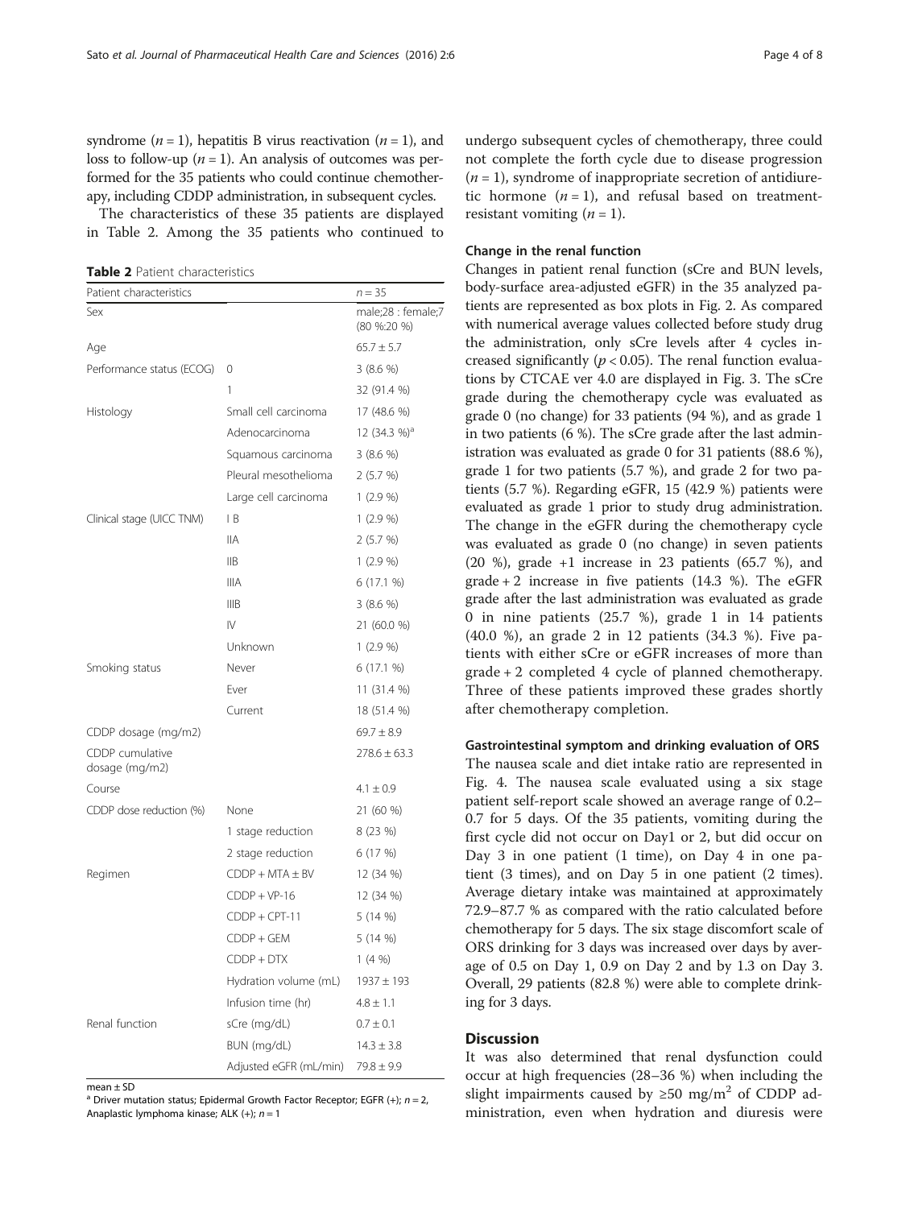syndrome ($n = 1$), hepatitis B virus reactivation ($n = 1$), and loss to follow-up ($n = 1$). An analysis of outcomes was performed for the 35 patients who could continue chemotherapy, including CDDP administration, in subsequent cycles.

The characteristics of these 35 patients are displayed in Table 2. Among the 35 patients who continued to undergo subsequent cycles of chemotherapy, three could not complete the forth cycle due to disease progression ($n = 1$), syndrome of inappropriate secretion of antidiuretic hormone ($n = 1$), and refusal based on treatment-resistant vomiting ($n = 1$).

**Table 2** Patient characteristics

| Patient characteristics | | $n = 35$ |
|---|---|---|
| Sex | | male;28 : female;7 (80 %:20 %) |
| Age | | 65.7 ± 5.7 |
| Performance status (ECOG) | 0 | 3 (8.6 %) |
| | 1 | 32 (91.4 %) |
| Histology | Small cell carcinoma | 17 (48.6 %) |
| | Adenocarcinoma | 12 (34.3 %)[a] |
| | Squamous carcinoma | 3 (8.6 %) |
| | Pleural mesothelioma | 2 (5.7 %) |
| | Large cell carcinoma | 1 (2.9 %) |
| Clinical stage (UICC TNM) | I B | 1 (2.9 %) |
| | IIA | 2 (5.7 %) |
| | IIB | 1 (2.9 %) |
| | IIIA | 6 (17.1 %) |
| | IIIB | 3 (8.6 %) |
| | IV | 21 (60.0 %) |
| | Unknown | 1 (2.9 %) |
| Smoking status | Never | 6 (17.1 %) |
| | Ever | 11 (31.4 %) |
| | Current | 18 (51.4 %) |
| CDDP dosage (mg/m2) | | 69.7 ± 8.9 |
| CDDP cumulative dosage (mg/m2) | | 278.6 ± 63.3 |
| Course | | 4.1 ± 0.9 |
| CDDP dose reduction (%) | None | 21 (60 %) |
| | 1 stage reduction | 8 (23 %) |
| | 2 stage reduction | 6 (17 %) |
| Regimen | CDDP + MTA ± BV | 12 (34 %) |
| | CDDP + VP-16 | 12 (34 %) |
| | CDDP + CPT-11 | 5 (14 %) |
| | CDDP + GEM | 5 (14 %) |
| | CDDP + DTX | 1 (4 %) |
| | Hydration volume (mL) | 1937 ± 193 |
| | Infusion time (hr) | 4.8 ± 1.1 |
| Renal function | sCre (mg/dL) | 0.7 ± 0.1 |
| | BUN (mg/dL) | 14.3 ± 3.8 |
| | Adjusted eGFR (mL/min) | 79.8 ± 9.9 |

mean ± SD

[a] Driver mutation status; Epidermal Growth Factor Receptor; EGFR (+); $n = 2$, Anaplastic lymphoma kinase; ALK (+); $n = 1$

#### Change in the renal function

Changes in patient renal function (sCre and BUN levels, body-surface area-adjusted eGFR) in the 35 analyzed patients are represented as box plots in Fig. 2. As compared with numerical average values collected before study drug the administration, only sCre levels after 4 cycles increased significantly ($p < 0.05$). The renal function evaluations by CTCAE ver 4.0 are displayed in Fig. 3. The sCre grade during the chemotherapy cycle was evaluated as grade 0 (no change) for 33 patients (94 %), and as grade 1 in two patients (6 %). The sCre grade after the last administration was evaluated as grade 0 for 31 patients (88.6 %), grade 1 for two patients (5.7 %), and grade 2 for two patients (5.7 %). Regarding eGFR, 15 (42.9 %) patients were evaluated as grade 1 prior to study drug administration. The change in the eGFR during the chemotherapy cycle was evaluated as grade 0 (no change) in seven patients (20 %), grade +1 increase in 23 patients (65.7 %), and grade + 2 increase in five patients (14.3 %). The eGFR grade after the last administration was evaluated as grade 0 in nine patients (25.7 %), grade 1 in 14 patients (40.0 %), an grade 2 in 12 patients (34.3 %). Five patients with either sCre or eGFR increases of more than grade + 2 completed 4 cycle of planned chemotherapy. Three of these patients improved these grades shortly after chemotherapy completion.

#### Gastrointestinal symptom and drinking evaluation of ORS

The nausea scale and diet intake ratio are represented in Fig. 4. The nausea scale evaluated using a six stage patient self-report scale showed an average range of 0.2–0.7 for 5 days. Of the 35 patients, vomiting during the first cycle did not occur on Day1 or 2, but did occur on Day 3 in one patient (1 time), on Day 4 in one patient (3 times), and on Day 5 in one patient (2 times). Average dietary intake was maintained at approximately 72.9–87.7 % as compared with the ratio calculated before chemotherapy for 5 days. The six stage discomfort scale of ORS drinking for 3 days was increased over days by average of 0.5 on Day 1, 0.9 on Day 2 and by 1.3 on Day 3. Overall, 29 patients (82.8 %) were able to complete drinking for 3 days.

## Discussion

It was also determined that renal dysfunction could occur at high frequencies (28–36 %) when including the slight impairments caused by ≥50 mg/m$^2$ of CDDP administration, even when hydration and diuresis were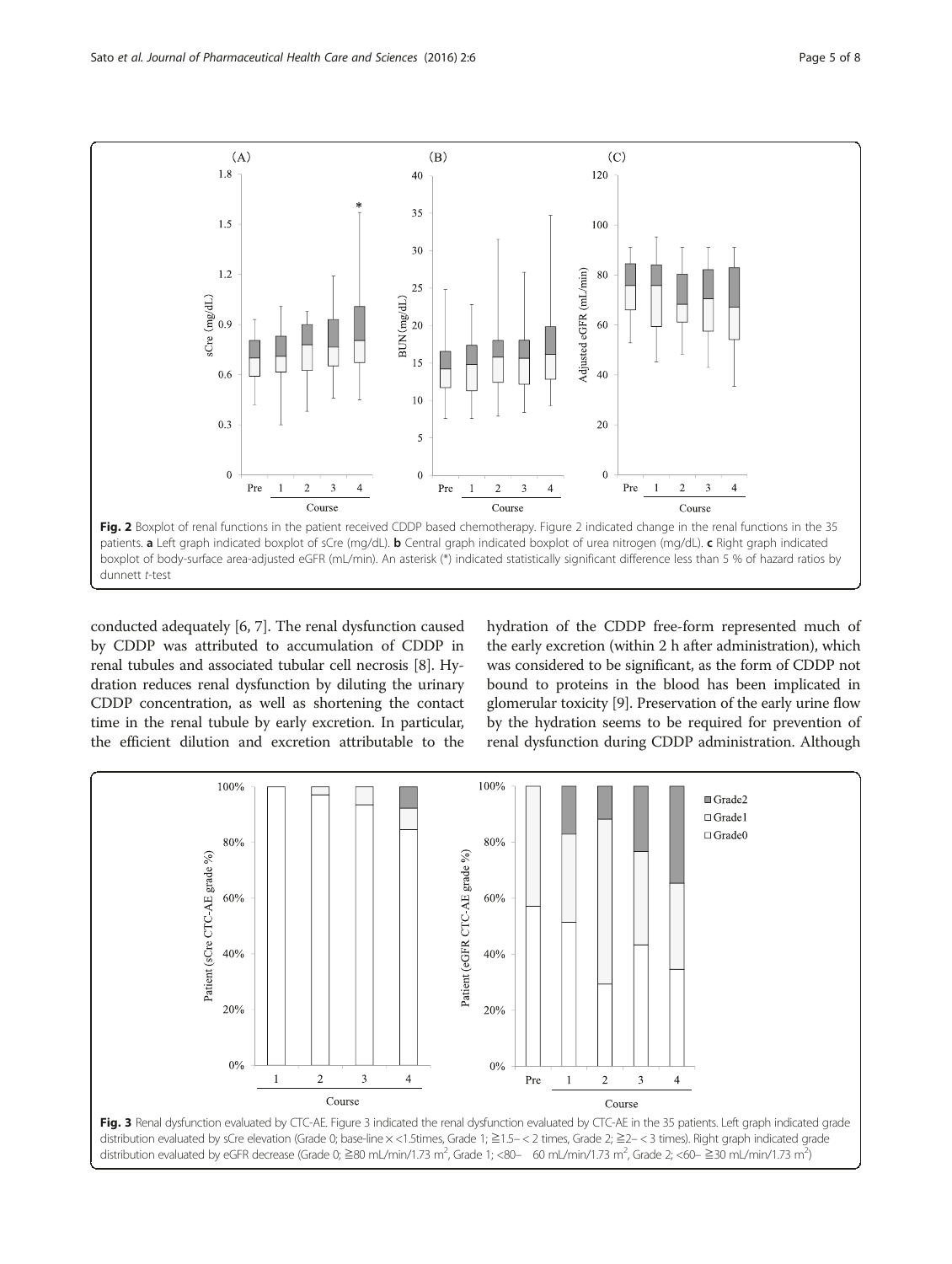**Fig. 2** Boxplot of renal functions in the patient received CDDP based chemotherapy. Figure 2 indicated change in the renal functions in the 35 patients. **a** Left graph indicated boxplot of sCre (mg/dL). **b** Central graph indicated boxplot of urea nitrogen (mg/dL). **c** Right graph indicated boxplot of body-surface area-adjusted eGFR (mL/min). An asterisk (*) indicated statistically significant difference less than 5 % of hazard ratios by dunnett *t*-test

conducted adequately [6, 7]. The renal dysfunction caused by CDDP was attributed to accumulation of CDDP in renal tubules and associated tubular cell necrosis [8]. Hydration reduces renal dysfunction by diluting the urinary CDDP concentration, as well as shortening the contact time in the renal tubule by early excretion. In particular, the efficient dilution and excretion attributable to the hydration of the CDDP free-form represented much of the early excretion (within 2 h after administration), which was considered to be significant, as the form of CDDP not bound to proteins in the blood has been implicated in glomerular toxicity [9]. Preservation of the early urine flow by the hydration seems to be required for prevention of renal dysfunction during CDDP administration. Although

**Fig. 3** Renal dysfunction evaluated by CTC-AE. Figure 3 indicated the renal dysfunction evaluated by CTC-AE in the 35 patients. Left graph indicated grade distribution evaluated by sCre elevation (Grade 0; base-line × <1.5times, Grade 1; ≧1.5– < 2 times, Grade 2; ≧2– < 3 times). Right graph indicated grade distribution evaluated by eGFR decrease (Grade 0; ≧80 mL/min/1.73 m$^2$, Grade 1; <80– 60 mL/min/1.73 m$^2$, Grade 2; <60– ≧30 mL/min/1.73 m$^2$)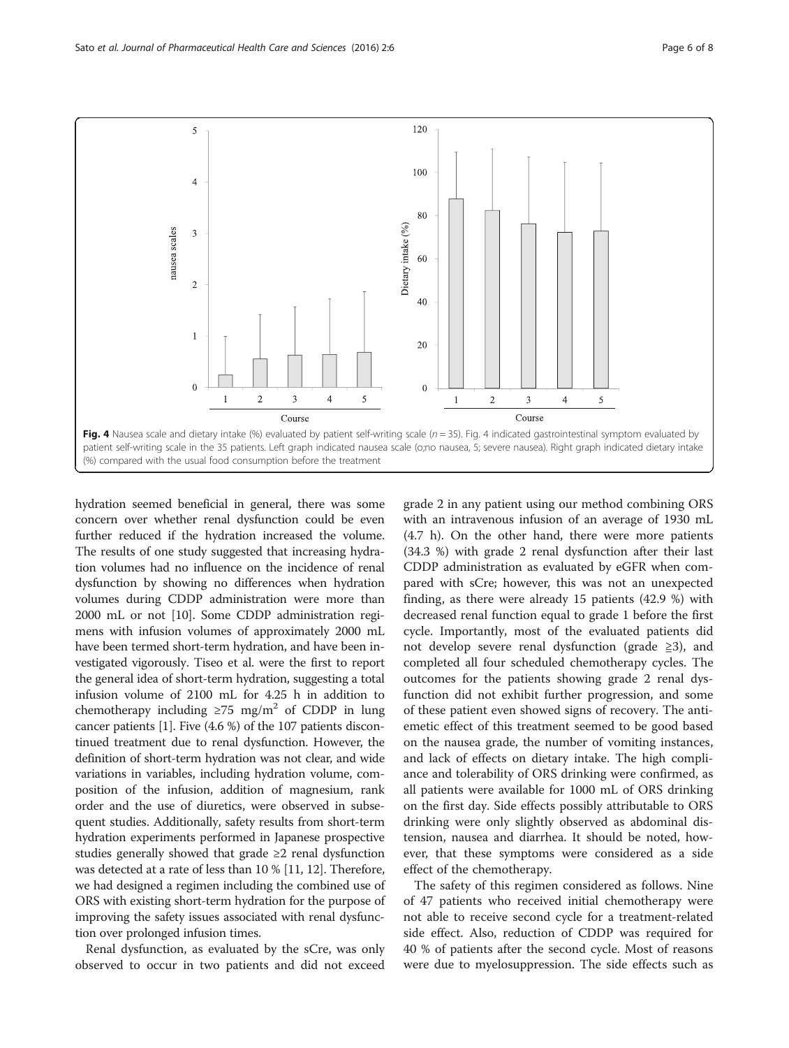Fig. 4 Nausea scale and dietary intake (%) evaluated by patient self-writing scale ($n = 35$). Fig. 4 indicated gastrointestinal symptom evaluated by patient self-writing scale in the 35 patients. Left graph indicated nausea scale (o;no nausea, 5; severe nausea). Right graph indicated dietary intake (%) compared with the usual food consumption before the treatment

hydration seemed beneficial in general, there was some concern over whether renal dysfunction could be even further reduced if the hydration increased the volume. The results of one study suggested that increasing hydration volumes had no influence on the incidence of renal dysfunction by showing no differences when hydration volumes during CDDP administration were more than 2000 mL or not [10]. Some CDDP administration regimens with infusion volumes of approximately 2000 mL have been termed short-term hydration, and have been investigated vigorously. Tiseo et al. were the first to report the general idea of short-term hydration, suggesting a total infusion volume of 2100 mL for 4.25 h in addition to chemotherapy including ≥75 mg/m$^2$ of CDDP in lung cancer patients [1]. Five (4.6 %) of the 107 patients discontinued treatment due to renal dysfunction. However, the definition of short-term hydration was not clear, and wide variations in variables, including hydration volume, composition of the infusion, addition of magnesium, rank order and the use of diuretics, were observed in subsequent studies. Additionally, safety results from short-term hydration experiments performed in Japanese prospective studies generally showed that grade ≥2 renal dysfunction was detected at a rate of less than 10 % [11, 12]. Therefore, we had designed a regimen including the combined use of ORS with existing short-term hydration for the purpose of improving the safety issues associated with renal dysfunction over prolonged infusion times.

Renal dysfunction, as evaluated by the sCre, was only observed to occur in two patients and did not exceed grade 2 in any patient using our method combining ORS with an intravenous infusion of an average of 1930 mL (4.7 h). On the other hand, there were more patients (34.3 %) with grade 2 renal dysfunction after their last CDDP administration as evaluated by eGFR when compared with sCre; however, this was not an unexpected finding, as there were already 15 patients (42.9 %) with decreased renal function equal to grade 1 before the first cycle. Importantly, most of the evaluated patients did not develop severe renal dysfunction (grade ≧3), and completed all four scheduled chemotherapy cycles. The outcomes for the patients showing grade 2 renal dysfunction did not exhibit further progression, and some of these patient even showed signs of recovery. The antiemetic effect of this treatment seemed to be good based on the nausea grade, the number of vomiting instances, and lack of effects on dietary intake. The high compliance and tolerability of ORS drinking were confirmed, as all patients were available for 1000 mL of ORS drinking on the first day. Side effects possibly attributable to ORS drinking were only slightly observed as abdominal distension, nausea and diarrhea. It should be noted, however, that these symptoms were considered as a side effect of the chemotherapy.

The safety of this regimen considered as follows. Nine of 47 patients who received initial chemotherapy were not able to receive second cycle for a treatment-related side effect. Also, reduction of CDDP was required for 40 % of patients after the second cycle. Most of reasons were due to myelosuppression. The side effects such as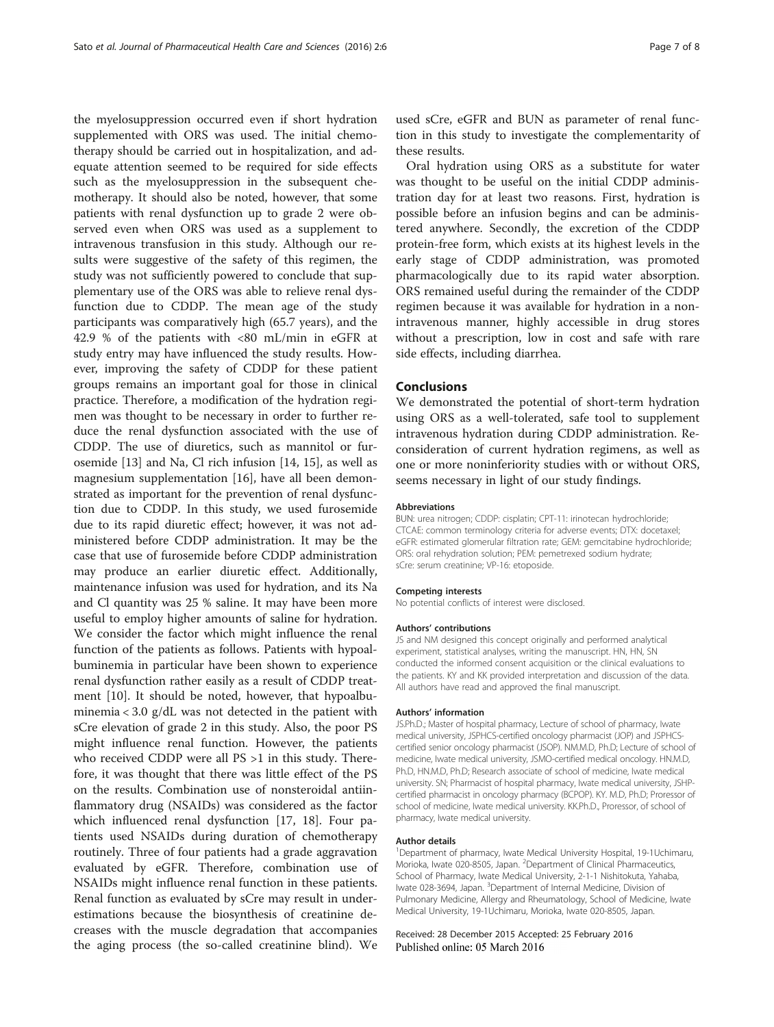the myelosuppression occurred even if short hydration supplemented with ORS was used. The initial chemotherapy should be carried out in hospitalization, and adequate attention seemed to be required for side effects such as the myelosuppression in the subsequent chemotherapy. It should also be noted, however, that some patients with renal dysfunction up to grade 2 were observed even when ORS was used as a supplement to intravenous transfusion in this study. Although our results were suggestive of the safety of this regimen, the study was not sufficiently powered to conclude that supplementary use of the ORS was able to relieve renal dysfunction due to CDDP. The mean age of the study participants was comparatively high (65.7 years), and the 42.9 % of the patients with <80 mL/min in eGFR at study entry may have influenced the study results. However, improving the safety of CDDP for these patient groups remains an important goal for those in clinical practice. Therefore, a modification of the hydration regimen was thought to be necessary in order to further reduce the renal dysfunction associated with the use of CDDP. The use of diuretics, such as mannitol or furosemide [13] and Na, Cl rich infusion [14, 15], as well as magnesium supplementation [16], have all been demonstrated as important for the prevention of renal dysfunction due to CDDP. In this study, we used furosemide due to its rapid diuretic effect; however, it was not administered before CDDP administration. It may be the case that use of furosemide before CDDP administration may produce an earlier diuretic effect. Additionally, maintenance infusion was used for hydration, and its Na and Cl quantity was 25 % saline. It may have been more useful to employ higher amounts of saline for hydration. We consider the factor which might influence the renal function of the patients as follows. Patients with hypoalbuminemia in particular have been shown to experience renal dysfunction rather easily as a result of CDDP treatment [10]. It should be noted, however, that hypoalbuminemia < 3.0 g/dL was not detected in the patient with sCre elevation of grade 2 in this study. Also, the poor PS might influence renal function. However, the patients who received CDDP were all PS >1 in this study. Therefore, it was thought that there was little effect of the PS on the results. Combination use of nonsteroidal antiinflammatory drug (NSAIDs) was considered as the factor which influenced renal dysfunction [17, 18]. Four patients used NSAIDs during duration of chemotherapy routinely. Three of four patients had a grade aggravation evaluated by eGFR. Therefore, combination use of NSAIDs might influence renal function in these patients. Renal function as evaluated by sCre may result in underestimations because the biosynthesis of creatinine decreases with the muscle degradation that accompanies the aging process (the so-called creatinine blind). We used sCre, eGFR and BUN as parameter of renal function in this study to investigate the complementarity of these results.

Oral hydration using ORS as a substitute for water was thought to be useful on the initial CDDP administration day for at least two reasons. First, hydration is possible before an infusion begins and can be administered anywhere. Secondly, the excretion of the CDDP protein-free form, which exists at its highest levels in the early stage of CDDP administration, was promoted pharmacologically due to its rapid water absorption. ORS remained useful during the remainder of the CDDP regimen because it was available for hydration in a non-intravenous manner, highly accessible in drug stores without a prescription, low in cost and safe with rare side effects, including diarrhea.

## Conclusions

We demonstrated the potential of short-term hydration using ORS as a well-tolerated, safe tool to supplement intravenous hydration during CDDP administration. Reconsideration of current hydration regimens, as well as one or more noninferiority studies with or without ORS, seems necessary in light of our study findings.

#### Abbreviations

BUN: urea nitrogen; CDDP: cisplatin; CPT-11: irinotecan hydrochloride; CTCAE: common terminology criteria for adverse events; DTX: docetaxel; eGFR: estimated glomerular filtration rate; GEM: gemcitabine hydrochloride; ORS: oral rehydration solution; PEM: pemetrexed sodium hydrate; sCre: serum creatinine; VP-16: etoposide.

#### Competing interests

No potential conflicts of interest were disclosed.

#### Authors' contributions

JS and NM designed this concept originally and performed analytical experiment, statistical analyses, writing the manuscript. HN, HN, SN conducted the informed consent acquisition or the clinical evaluations to the patients. KY and KK provided interpretation and discussion of the data. All authors have read and approved the final manuscript.

#### Authors' information

JS.Ph.D.; Master of hospital pharmacy, Lecture of school of pharmacy, Iwate medical university, JSPHCS-certified oncology pharmacist (JOP) and JSPHCS-certified senior oncology pharmacist (JSOP). NM.M.D, Ph.D; Lecture of school of medicine, Iwate medical university, JSMO-certified medical oncology. HN.M.D, Ph.D, HN.M.D, Ph.D; Research associate of school of medicine, Iwate medical university. SN; Pharmacist of hospital pharmacy, Iwate medical university, JSHP-certified pharmacist in oncology pharmacy (BCPOP). KY. M.D, Ph.D; Proressor of school of medicine, Iwate medical university. KK.Ph.D., Proressor, of school of pharmacy, Iwate medical university.

#### Author details

[1]Department of pharmacy, Iwate Medical University Hospital, 19-1Uchimaru, Morioka, Iwate 020-8505, Japan. [2]Department of Clinical Pharmaceutics, School of Pharmacy, Iwate Medical University, 2-1-1 Nishitokuta, Yahaba, Iwate 028-3694, Japan. [3]Department of Internal Medicine, Division of Pulmonary Medicine, Allergy and Rheumatology, School of Medicine, Iwate Medical University, 19-1Uchimaru, Morioka, Iwate 020-8505, Japan.

Received: 28 December 2015 Accepted: 25 February 2016
Published online: 05 March 2016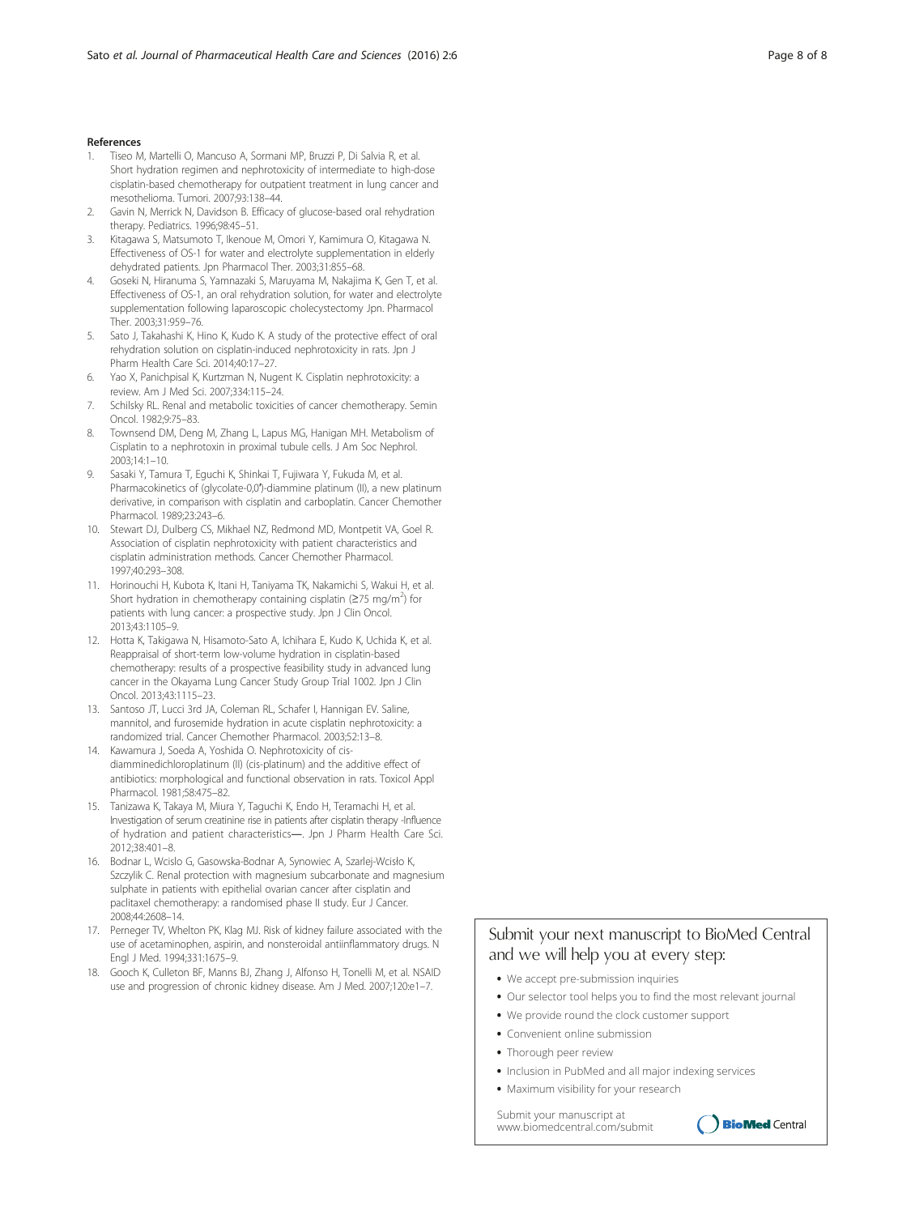## References

1. Tiseo M, Martelli O, Mancuso A, Sormani MP, Bruzzi P, Di Salvia R, et al. Short hydration regimen and nephrotoxicity of intermediate to high-dose cisplatin-based chemotherapy for outpatient treatment in lung cancer and mesothelioma. Tumori. 2007;93:138–44.
2. Gavin N, Merrick N, Davidson B. Efficacy of glucose-based oral rehydration therapy. Pediatrics. 1996;98:45–51.
3. Kitagawa S, Matsumoto T, Ikenoue M, Omori Y, Kamimura O, Kitagawa N. Effectiveness of OS-1 for water and electrolyte supplementation in elderly dehydrated patients. Jpn Pharmacol Ther. 2003;31:855–68.
4. Goseki N, Hiranuma S, Yamnazaki S, Maruyama M, Nakajima K, Gen T, et al. Effectiveness of OS-1, an oral rehydration solution, for water and electrolyte supplementation following laparoscopic cholecystectomy Jpn. Pharmacol Ther. 2003;31:959–76.
5. Sato J, Takahashi K, Hino K, Kudo K. A study of the protective effect of oral rehydration solution on cisplatin-induced nephrotoxicity in rats. Jpn J Pharm Health Care Sci. 2014;40:17–27.
6. Yao X, Panichpisal K, Kurtzman N, Nugent K. Cisplatin nephrotoxicity: a review. Am J Med Sci. 2007;334:115–24.
7. Schilsky RL. Renal and metabolic toxicities of cancer chemotherapy. Semin Oncol. 1982;9:75–83.
8. Townsend DM, Deng M, Zhang L, Lapus MG, Hanigan MH. Metabolism of Cisplatin to a nephrotoxin in proximal tubule cells. J Am Soc Nephrol. 2003;14:1–10.
9. Sasaki Y, Tamura T, Eguchi K, Shinkai T, Fujiwara Y, Fukuda M, et al. Pharmacokinetics of (glycolate-0,0')-diammine platinum (II), a new platinum derivative, in comparison with cisplatin and carboplatin. Cancer Chemother Pharmacol. 1989;23:243–6.
10. Stewart DJ, Dulberg CS, Mikhael NZ, Redmond MD, Montpetit VA, Goel R. Association of cisplatin nephrotoxicity with patient characteristics and cisplatin administration methods. Cancer Chemother Pharmacol. 1997;40:293–308.
11. Horinouchi H, Kubota K, Itani H, Taniyama TK, Nakamichi S, Wakui H, et al. Short hydration in chemotherapy containing cisplatin (≥75 mg/m$^2$) for patients with lung cancer: a prospective study. Jpn J Clin Oncol. 2013;43:1105–9.
12. Hotta K, Takigawa N, Hisamoto-Sato A, Ichihara E, Kudo K, Uchida K, et al. Reappraisal of short-term low-volume hydration in cisplatin-based chemotherapy: results of a prospective feasibility study in advanced lung cancer in the Okayama Lung Cancer Study Group Trial 1002. Jpn J Clin Oncol. 2013;43:1115–23.
13. Santoso JT, Lucci 3rd JA, Coleman RL, Schafer I, Hannigan EV. Saline, mannitol, and furosemide hydration in acute cisplatin nephrotoxicity: a randomized trial. Cancer Chemother Pharmacol. 2003;52:13–8.
14. Kawamura J, Soeda A, Yoshida O. Nephrotoxicity of cis-diamminedichloroplatinum (II) (cis-platinum) and the additive effect of antibiotics: morphological and functional observation in rats. Toxicol Appl Pharmacol. 1981;58:475–82.
15. Tanizawa K, Takaya M, Miura Y, Taguchi K, Endo H, Teramachi H, et al. Investigation of serum creatinine rise in patients after cisplatin therapy -Influence of hydration and patient characteristics—. Jpn J Pharm Health Care Sci. 2012;38:401–8.
16. Bodnar L, Wcislo G, Gasowska-Bodnar A, Synowiec A, Szarlej-Wcisło K, Szczylik C. Renal protection with magnesium subcarbonate and magnesium sulphate in patients with epithelial ovarian cancer after cisplatin and paclitaxel chemotherapy: a randomised phase II study. Eur J Cancer. 2008;44:2608–14.
17. Perneger TV, Whelton PK, Klag MJ. Risk of kidney failure associated with the use of acetaminophen, aspirin, and nonsteroidal antiinflammatory drugs. N Engl J Med. 1994;331:1675–9.
18. Gooch K, Culleton BF, Manns BJ, Zhang J, Alfonso H, Tonelli M, et al. NSAID use and progression of chronic kidney disease. Am J Med. 2007;120:e1–7.

Submit your next manuscript to BioMed Central and we will help you at every step:

- We accept pre-submission inquiries
- Our selector tool helps you to find the most relevant journal
- We provide round the clock customer support
- Convenient online submission
- Thorough peer review
- Inclusion in PubMed and all major indexing services
- Maximum visibility for your research

Submit your manuscript at
www.biomedcentral.com/submit

BioMed Central